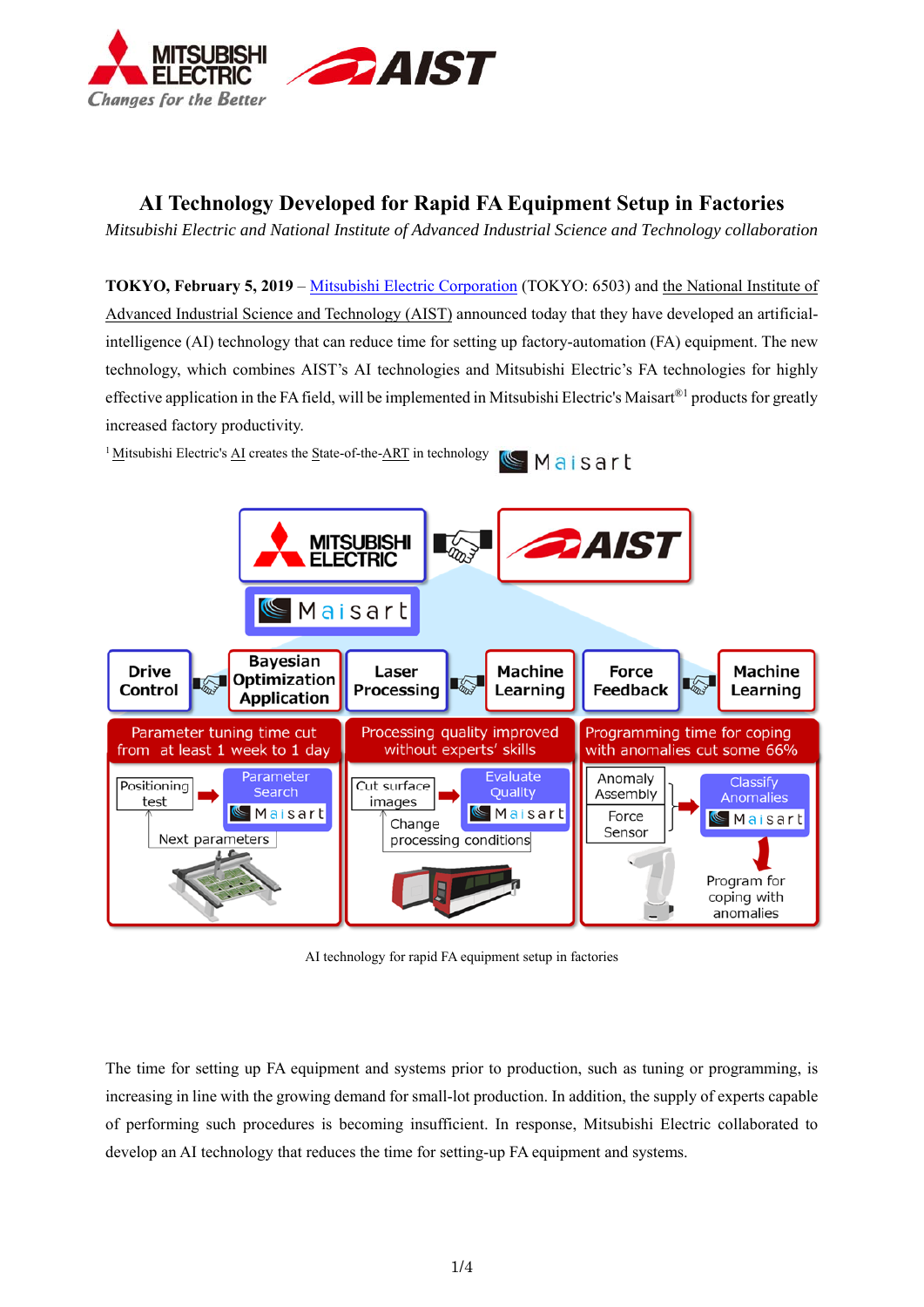# AI Technology Developed for Rapid FA Equipment Setup in Factories

*Mitsubishi Electric and National Institute of Advanced Industrial Science and Technology collaboration*

**TOKYO, February 5, 2019** – Mitsubishi Electric Corporation (TOKYO: 6503) and the National Institute of Advanced Industrial Science and Technology (AIST) announced today that they have developed an artificial-intelligence (AI) technology that can reduce time for setting up factory-automation (FA) equipment. The new technology, which combines AIST's AI technologies and Mitsubishi Electric's FA technologies for highly effective application in the FA field, will be implemented in Mitsubishi Electric's Maisart®[1] products for greatly increased factory productivity.

[1] Mitsubishi Electric's AI creates the State-of-the-ART in technology

AI technology for rapid FA equipment setup in factories

The time for setting up FA equipment and systems prior to production, such as tuning or programming, is increasing in line with the growing demand for small-lot production. In addition, the supply of experts capable of performing such procedures is becoming insufficient. In response, Mitsubishi Electric collaborated to develop an AI technology that reduces the time for setting-up FA equipment and systems.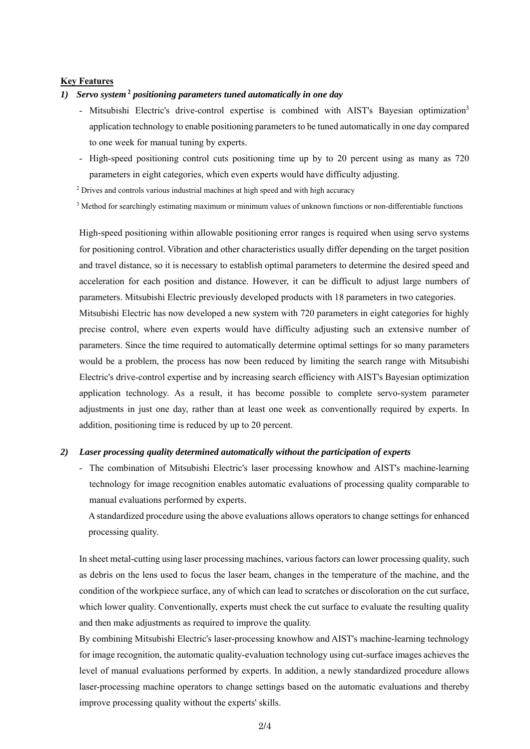**Key Features**

1) ***Servo system[2] positioning parameters tuned automatically in one day***

- Mitsubishi Electric's drive-control expertise is combined with AIST's Bayesian optimization[3] application technology to enable positioning parameters to be tuned automatically in one day compared to one week for manual tuning by experts.
- High-speed positioning control cuts positioning time up by to 20 percent using as many as 720 parameters in eight categories, which even experts would have difficulty adjusting.

[2] Drives and controls various industrial machines at high speed and with high accuracy

[3] Method for searchingly estimating maximum or minimum values of unknown functions or non-differentiable functions

High-speed positioning within allowable positioning error ranges is required when using servo systems for positioning control. Vibration and other characteristics usually differ depending on the target position and travel distance, so it is necessary to establish optimal parameters to determine the desired speed and acceleration for each position and distance. However, it can be difficult to adjust large numbers of parameters. Mitsubishi Electric previously developed products with 18 parameters in two categories.

Mitsubishi Electric has now developed a new system with 720 parameters in eight categories for highly precise control, where even experts would have difficulty adjusting such an extensive number of parameters. Since the time required to automatically determine optimal settings for so many parameters would be a problem, the process has now been reduced by limiting the search range with Mitsubishi Electric's drive-control expertise and by increasing search efficiency with AIST's Bayesian optimization application technology. As a result, it has become possible to complete servo-system parameter adjustments in just one day, rather than at least one week as conventionally required by experts. In addition, positioning time is reduced by up to 20 percent.

2) ***Laser processing quality determined automatically without the participation of experts***

- The combination of Mitsubishi Electric's laser processing knowhow and AIST's machine-learning technology for image recognition enables automatic evaluations of processing quality comparable to manual evaluations performed by experts.

  A standardized procedure using the above evaluations allows operators to change settings for enhanced processing quality.

In sheet metal-cutting using laser processing machines, various factors can lower processing quality, such as debris on the lens used to focus the laser beam, changes in the temperature of the machine, and the condition of the workpiece surface, any of which can lead to scratches or discoloration on the cut surface, which lower quality. Conventionally, experts must check the cut surface to evaluate the resulting quality and then make adjustments as required to improve the quality.

By combining Mitsubishi Electric's laser-processing knowhow and AIST's machine-learning technology for image recognition, the automatic quality-evaluation technology using cut-surface images achieves the level of manual evaluations performed by experts. In addition, a newly standardized procedure allows laser-processing machine operators to change settings based on the automatic evaluations and thereby improve processing quality without the experts' skills.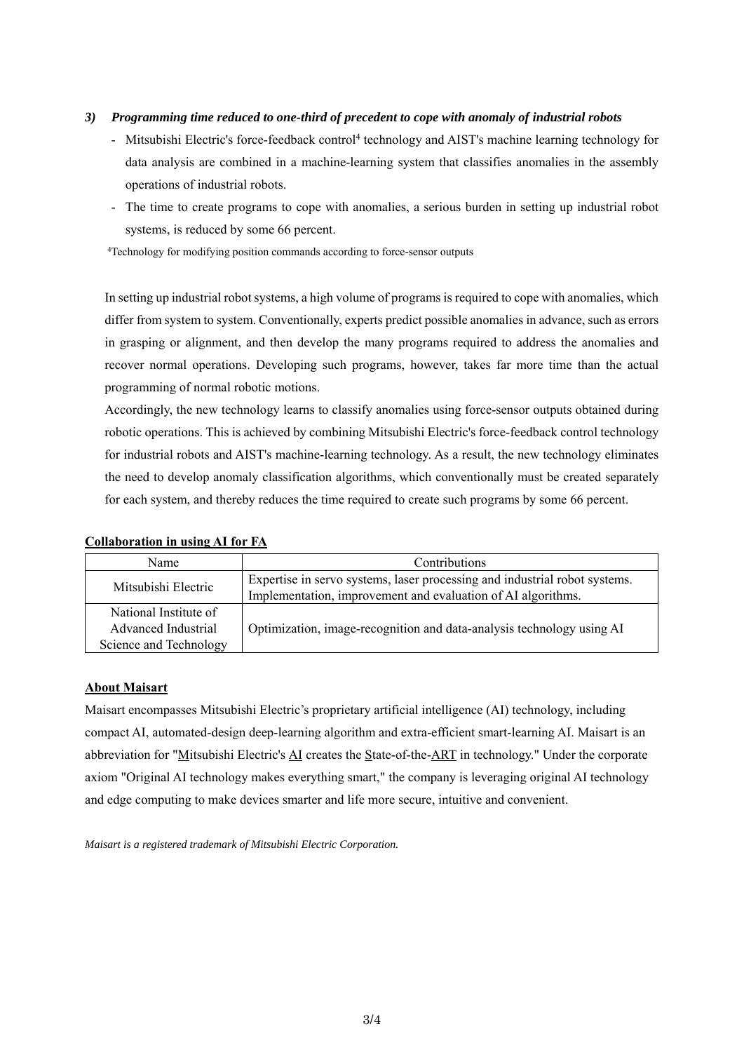### 3) *Programming time reduced to one-third of precedent to cope with anomaly of industrial robots*

- Mitsubishi Electric's force-feedback control[4] technology and AIST's machine learning technology for data analysis are combined in a machine-learning system that classifies anomalies in the assembly operations of industrial robots.
- The time to create programs to cope with anomalies, a serious burden in setting up industrial robot systems, is reduced by some 66 percent.

[4]Technology for modifying position commands according to force-sensor outputs

In setting up industrial robot systems, a high volume of programs is required to cope with anomalies, which differ from system to system. Conventionally, experts predict possible anomalies in advance, such as errors in grasping or alignment, and then develop the many programs required to address the anomalies and recover normal operations. Developing such programs, however, takes far more time than the actual programming of normal robotic motions.

Accordingly, the new technology learns to classify anomalies using force-sensor outputs obtained during robotic operations. This is achieved by combining Mitsubishi Electric's force-feedback control technology for industrial robots and AIST's machine-learning technology. As a result, the new technology eliminates the need to develop anomaly classification algorithms, which conventionally must be created separately for each system, and thereby reduces the time required to create such programs by some 66 percent.

**Collaboration in using AI for FA**

| Name | Contributions |
|---|---|
| Mitsubishi Electric | Expertise in servo systems, laser processing and industrial robot systems. Implementation, improvement and evaluation of AI algorithms. |
| National Institute of Advanced Industrial Science and Technology | Optimization, image-recognition and data-analysis technology using AI |

**About Maisart**

Maisart encompasses Mitsubishi Electric's proprietary artificial intelligence (AI) technology, including compact AI, automated-design deep-learning algorithm and extra-efficient smart-learning AI. Maisart is an abbreviation for "Mitsubishi Electric's AI creates the State-of-the-ART in technology." Under the corporate axiom "Original AI technology makes everything smart," the company is leveraging original AI technology and edge computing to make devices smarter and life more secure, intuitive and convenient.

*Maisart is a registered trademark of Mitsubishi Electric Corporation.*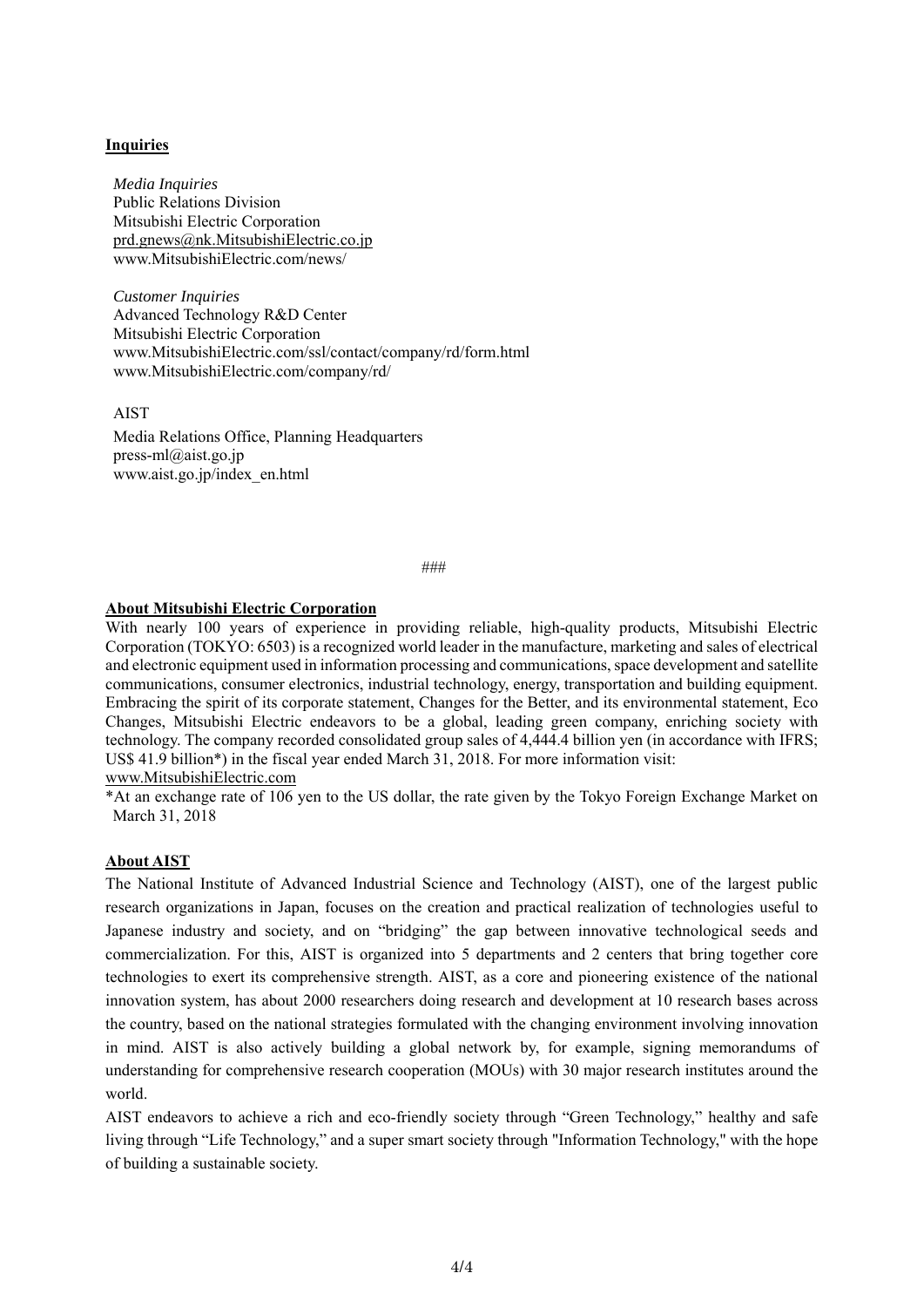**Inquiries**

*Media Inquiries*
Public Relations Division
Mitsubishi Electric Corporation
prd.gnews@nk.MitsubishiElectric.co.jp
www.MitsubishiElectric.com/news/

*Customer Inquiries*
Advanced Technology R&D Center
Mitsubishi Electric Corporation
www.MitsubishiElectric.com/ssl/contact/company/rd/form.html
www.MitsubishiElectric.com/company/rd/

AIST
Media Relations Office, Planning Headquarters
press-ml@aist.go.jp
www.aist.go.jp/index_en.html

###

**About Mitsubishi Electric Corporation**

With nearly 100 years of experience in providing reliable, high-quality products, Mitsubishi Electric Corporation (TOKYO: 6503) is a recognized world leader in the manufacture, marketing and sales of electrical and electronic equipment used in information processing and communications, space development and satellite communications, consumer electronics, industrial technology, energy, transportation and building equipment. Embracing the spirit of its corporate statement, Changes for the Better, and its environmental statement, Eco Changes, Mitsubishi Electric endeavors to be a global, leading green company, enriching society with technology. The company recorded consolidated group sales of 4,444.4 billion yen (in accordance with IFRS; US$ 41.9 billion*) in the fiscal year ended March 31, 2018. For more information visit:
www.MitsubishiElectric.com

*At an exchange rate of 106 yen to the US dollar, the rate given by the Tokyo Foreign Exchange Market on March 31, 2018

**About AIST**

The National Institute of Advanced Industrial Science and Technology (AIST), one of the largest public research organizations in Japan, focuses on the creation and practical realization of technologies useful to Japanese industry and society, and on "bridging" the gap between innovative technological seeds and commercialization. For this, AIST is organized into 5 departments and 2 centers that bring together core technologies to exert its comprehensive strength. AIST, as a core and pioneering existence of the national innovation system, has about 2000 researchers doing research and development at 10 research bases across the country, based on the national strategies formulated with the changing environment involving innovation in mind. AIST is also actively building a global network by, for example, signing memorandums of understanding for comprehensive research cooperation (MOUs) with 30 major research institutes around the world.

AIST endeavors to achieve a rich and eco-friendly society through "Green Technology," healthy and safe living through "Life Technology," and a super smart society through "Information Technology," with the hope of building a sustainable society.